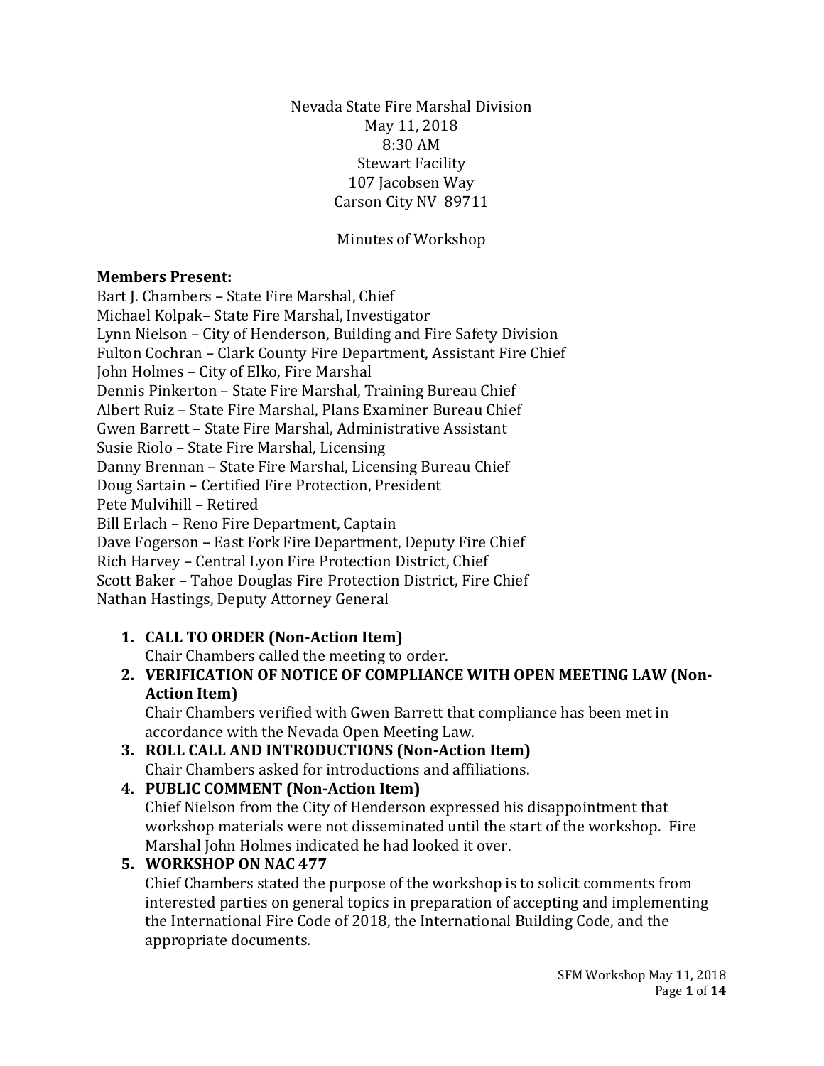Nevada State Fire Marshal Division
May 11, 2018
8:30 AM
Stewart Facility
107 Jacobsen Way
Carson City NV 89711

Minutes of Workshop

**Members Present:**
Bart J. Chambers – State Fire Marshal, Chief
Michael Kolpak– State Fire Marshal, Investigator
Lynn Nielson – City of Henderson, Building and Fire Safety Division
Fulton Cochran – Clark County Fire Department, Assistant Fire Chief
John Holmes – City of Elko, Fire Marshal
Dennis Pinkerton – State Fire Marshal, Training Bureau Chief
Albert Ruiz – State Fire Marshal, Plans Examiner Bureau Chief
Gwen Barrett – State Fire Marshal, Administrative Assistant
Susie Riolo – State Fire Marshal, Licensing
Danny Brennan – State Fire Marshal, Licensing Bureau Chief
Doug Sartain – Certified Fire Protection, President
Pete Mulvihill – Retired
Bill Erlach – Reno Fire Department, Captain
Dave Fogerson – East Fork Fire Department, Deputy Fire Chief
Rich Harvey – Central Lyon Fire Protection District, Chief
Scott Baker – Tahoe Douglas Fire Protection District, Fire Chief
Nathan Hastings, Deputy Attorney General

1. **CALL TO ORDER (Non-Action Item)**
   Chair Chambers called the meeting to order.
2. **VERIFICATION OF NOTICE OF COMPLIANCE WITH OPEN MEETING LAW (Non-Action Item)**
   Chair Chambers verified with Gwen Barrett that compliance has been met in accordance with the Nevada Open Meeting Law.
3. **ROLL CALL AND INTRODUCTIONS (Non-Action Item)**
   Chair Chambers asked for introductions and affiliations.
4. **PUBLIC COMMENT (Non-Action Item)**
   Chief Nielson from the City of Henderson expressed his disappointment that workshop materials were not disseminated until the start of the workshop. Fire Marshal John Holmes indicated he had looked it over.
5. **WORKSHOP ON NAC 477**
   Chief Chambers stated the purpose of the workshop is to solicit comments from interested parties on general topics in preparation of accepting and implementing the International Fire Code of 2018, the International Building Code, and the appropriate documents.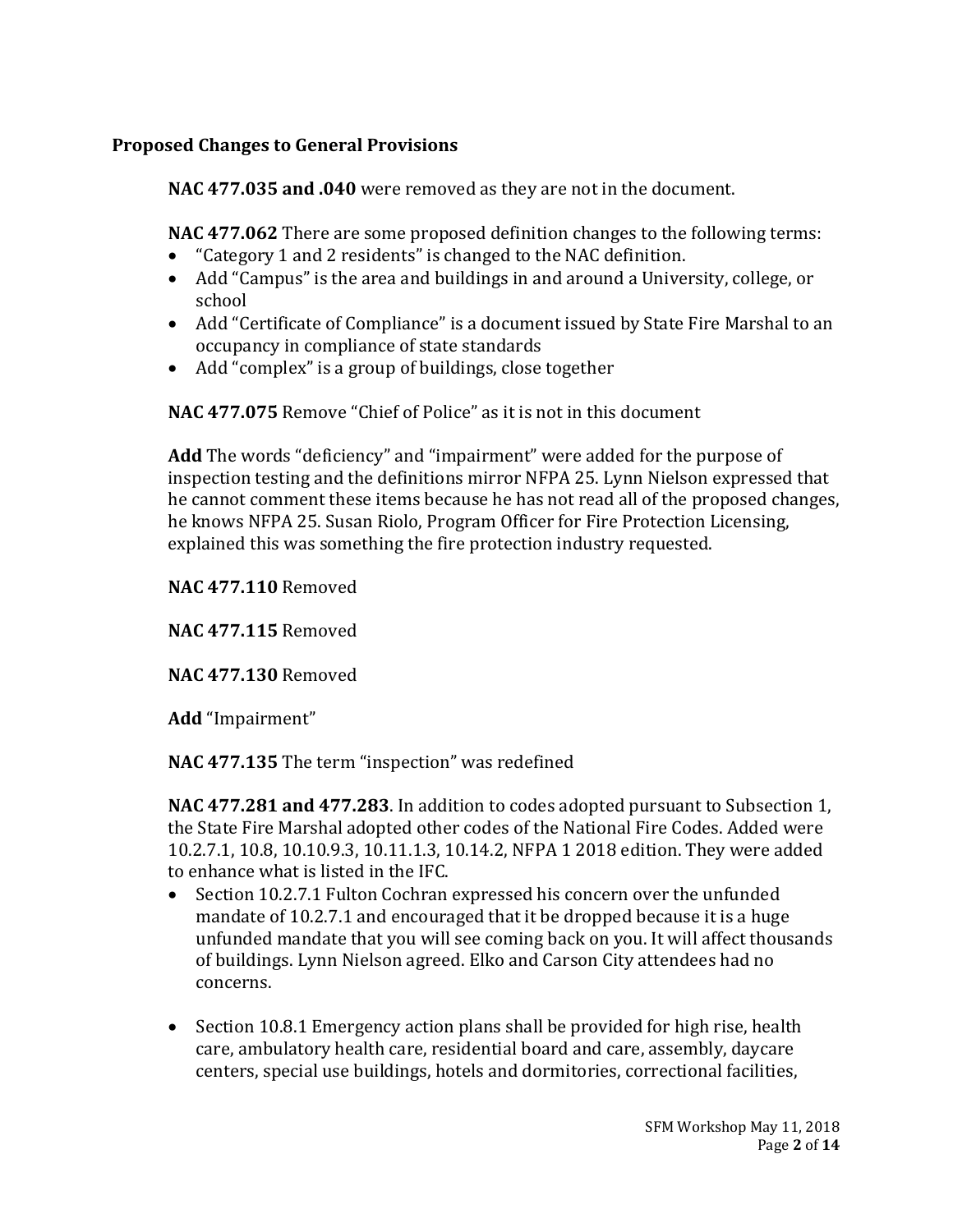**Proposed Changes to General Provisions**

**NAC 477.035 and .040** were removed as they are not in the document.

**NAC 477.062** There are some proposed definition changes to the following terms:

- "Category 1 and 2 residents" is changed to the NAC definition.
- Add "Campus" is the area and buildings in and around a University, college, or school
- Add "Certificate of Compliance" is a document issued by State Fire Marshal to an occupancy in compliance of state standards
- Add "complex" is a group of buildings, close together

**NAC 477.075** Remove "Chief of Police" as it is not in this document

**Add** The words "deficiency" and "impairment" were added for the purpose of inspection testing and the definitions mirror NFPA 25. Lynn Nielson expressed that he cannot comment these items because he has not read all of the proposed changes, he knows NFPA 25. Susan Riolo, Program Officer for Fire Protection Licensing, explained this was something the fire protection industry requested.

**NAC 477.110** Removed

**NAC 477.115** Removed

**NAC 477.130** Removed

**Add** "Impairment"

**NAC 477.135** The term "inspection" was redefined

**NAC 477.281 and 477.283**. In addition to codes adopted pursuant to Subsection 1, the State Fire Marshal adopted other codes of the National Fire Codes. Added were 10.2.7.1, 10.8, 10.10.9.3, 10.11.1.3, 10.14.2, NFPA 1 2018 edition. They were added to enhance what is listed in the IFC.

- Section 10.2.7.1 Fulton Cochran expressed his concern over the unfunded mandate of 10.2.7.1 and encouraged that it be dropped because it is a huge unfunded mandate that you will see coming back on you. It will affect thousands of buildings. Lynn Nielson agreed. Elko and Carson City attendees had no concerns.

- Section 10.8.1 Emergency action plans shall be provided for high rise, health care, ambulatory health care, residential board and care, assembly, daycare centers, special use buildings, hotels and dormitories, correctional facilities,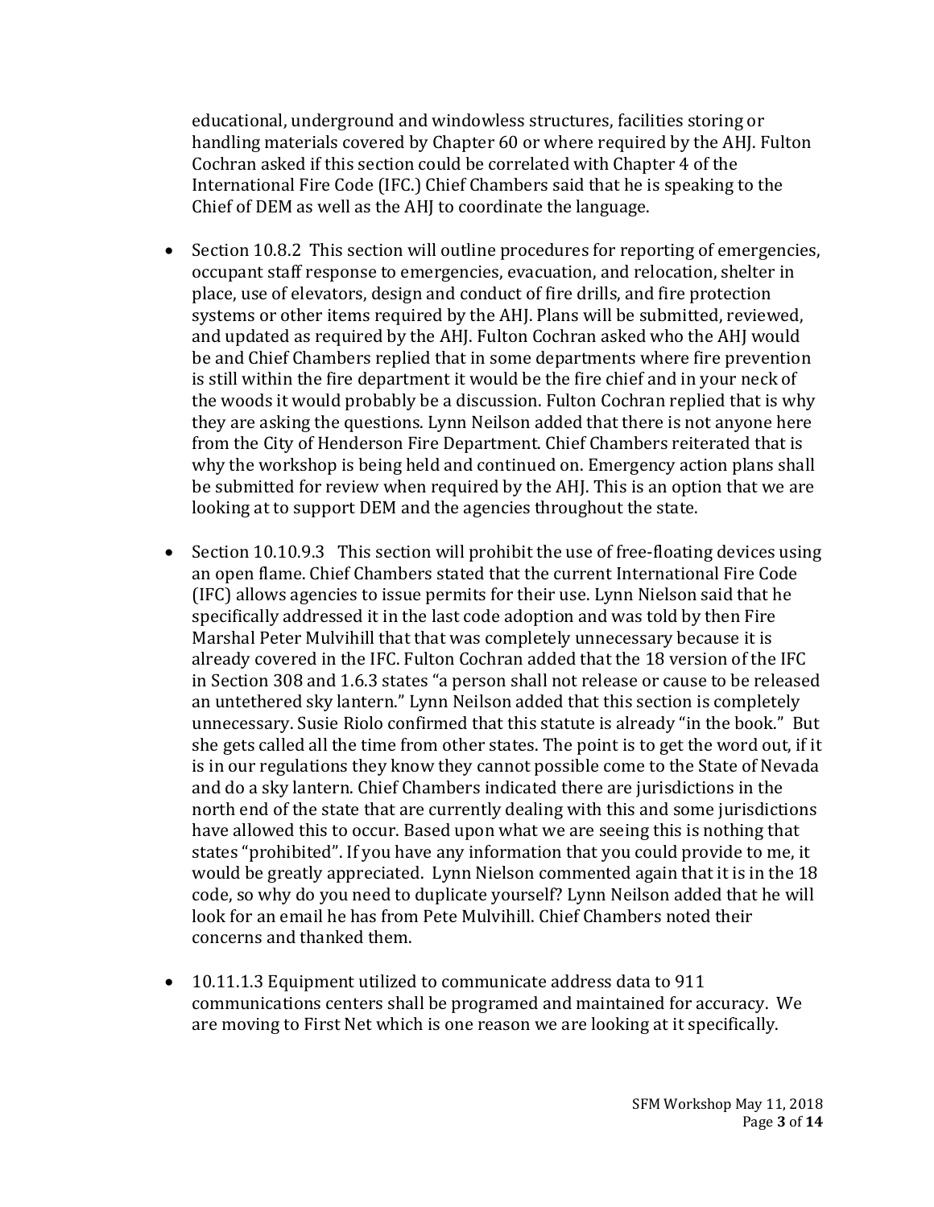educational, underground and windowless structures, facilities storing or handling materials covered by Chapter 60 or where required by the AHJ. Fulton Cochran asked if this section could be correlated with Chapter 4 of the International Fire Code (IFC.) Chief Chambers said that he is speaking to the Chief of DEM as well as the AHJ to coordinate the language.

- Section 10.8.2 This section will outline procedures for reporting of emergencies, occupant staff response to emergencies, evacuation, and relocation, shelter in place, use of elevators, design and conduct of fire drills, and fire protection systems or other items required by the AHJ. Plans will be submitted, reviewed, and updated as required by the AHJ. Fulton Cochran asked who the AHJ would be and Chief Chambers replied that in some departments where fire prevention is still within the fire department it would be the fire chief and in your neck of the woods it would probably be a discussion. Fulton Cochran replied that is why they are asking the questions. Lynn Neilson added that there is not anyone here from the City of Henderson Fire Department. Chief Chambers reiterated that is why the workshop is being held and continued on. Emergency action plans shall be submitted for review when required by the AHJ. This is an option that we are looking at to support DEM and the agencies throughout the state.

- Section 10.10.9.3 This section will prohibit the use of free-floating devices using an open flame. Chief Chambers stated that the current International Fire Code (IFC) allows agencies to issue permits for their use. Lynn Nielson said that he specifically addressed it in the last code adoption and was told by then Fire Marshal Peter Mulvihill that that was completely unnecessary because it is already covered in the IFC. Fulton Cochran added that the 18 version of the IFC in Section 308 and 1.6.3 states "a person shall not release or cause to be released an untethered sky lantern." Lynn Neilson added that this section is completely unnecessary. Susie Riolo confirmed that this statute is already "in the book." But she gets called all the time from other states. The point is to get the word out, if it is in our regulations they know they cannot possible come to the State of Nevada and do a sky lantern. Chief Chambers indicated there are jurisdictions in the north end of the state that are currently dealing with this and some jurisdictions have allowed this to occur. Based upon what we are seeing this is nothing that states "prohibited". If you have any information that you could provide to me, it would be greatly appreciated. Lynn Nielson commented again that it is in the 18 code, so why do you need to duplicate yourself? Lynn Neilson added that he will look for an email he has from Pete Mulvihill. Chief Chambers noted their concerns and thanked them.

- 10.11.1.3 Equipment utilized to communicate address data to 911 communications centers shall be programed and maintained for accuracy. We are moving to First Net which is one reason we are looking at it specifically.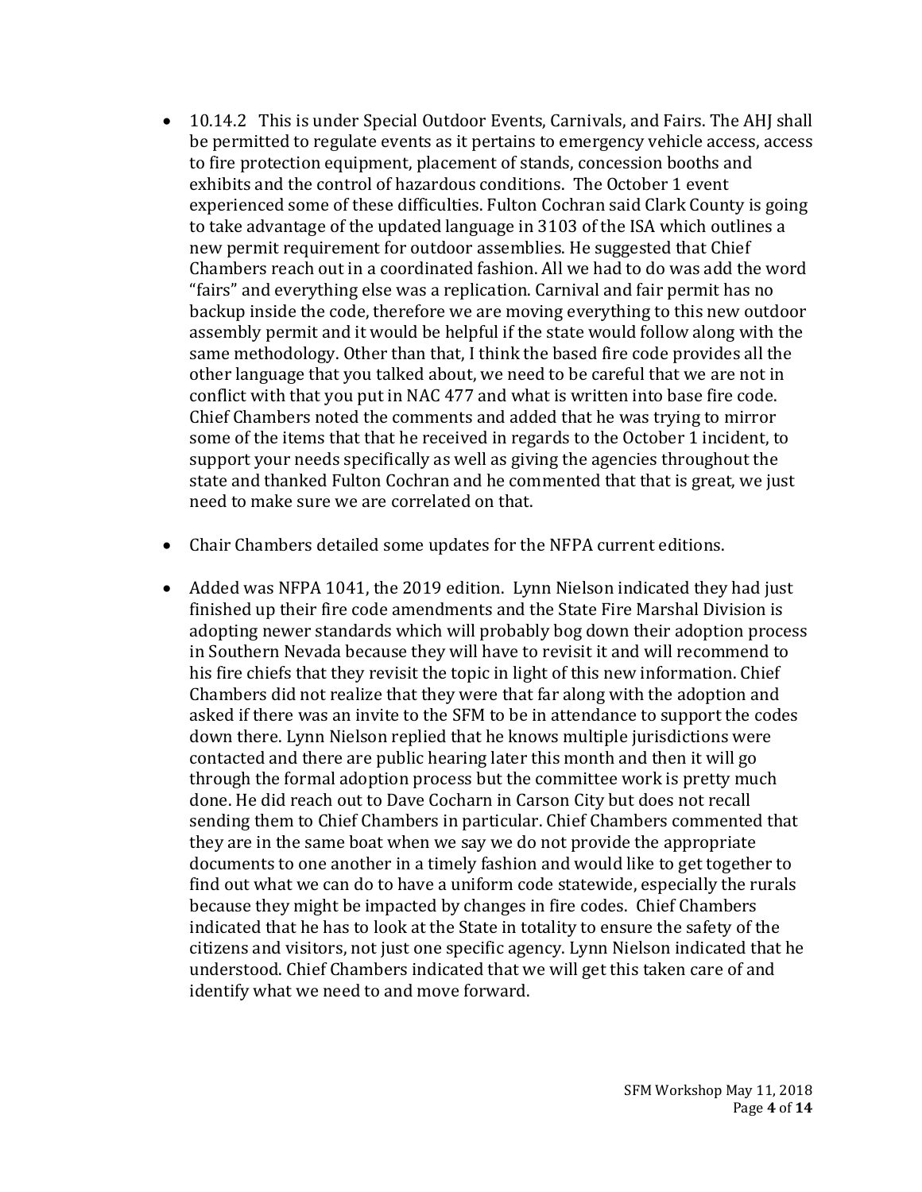- 10.14.2 This is under Special Outdoor Events, Carnivals, and Fairs. The AHJ shall be permitted to regulate events as it pertains to emergency vehicle access, access to fire protection equipment, placement of stands, concession booths and exhibits and the control of hazardous conditions. The October 1 event experienced some of these difficulties. Fulton Cochran said Clark County is going to take advantage of the updated language in 3103 of the ISA which outlines a new permit requirement for outdoor assemblies. He suggested that Chief Chambers reach out in a coordinated fashion. All we had to do was add the word "fairs" and everything else was a replication. Carnival and fair permit has no backup inside the code, therefore we are moving everything to this new outdoor assembly permit and it would be helpful if the state would follow along with the same methodology. Other than that, I think the based fire code provides all the other language that you talked about, we need to be careful that we are not in conflict with that you put in NAC 477 and what is written into base fire code. Chief Chambers noted the comments and added that he was trying to mirror some of the items that that he received in regards to the October 1 incident, to support your needs specifically as well as giving the agencies throughout the state and thanked Fulton Cochran and he commented that that is great, we just need to make sure we are correlated on that.

- Chair Chambers detailed some updates for the NFPA current editions.

- Added was NFPA 1041, the 2019 edition. Lynn Nielson indicated they had just finished up their fire code amendments and the State Fire Marshal Division is adopting newer standards which will probably bog down their adoption process in Southern Nevada because they will have to revisit it and will recommend to his fire chiefs that they revisit the topic in light of this new information. Chief Chambers did not realize that they were that far along with the adoption and asked if there was an invite to the SFM to be in attendance to support the codes down there. Lynn Nielson replied that he knows multiple jurisdictions were contacted and there are public hearing later this month and then it will go through the formal adoption process but the committee work is pretty much done. He did reach out to Dave Cocharn in Carson City but does not recall sending them to Chief Chambers in particular. Chief Chambers commented that they are in the same boat when we say we do not provide the appropriate documents to one another in a timely fashion and would like to get together to find out what we can do to have a uniform code statewide, especially the rurals because they might be impacted by changes in fire codes. Chief Chambers indicated that he has to look at the State in totality to ensure the safety of the citizens and visitors, not just one specific agency. Lynn Nielson indicated that he understood. Chief Chambers indicated that we will get this taken care of and identify what we need to and move forward.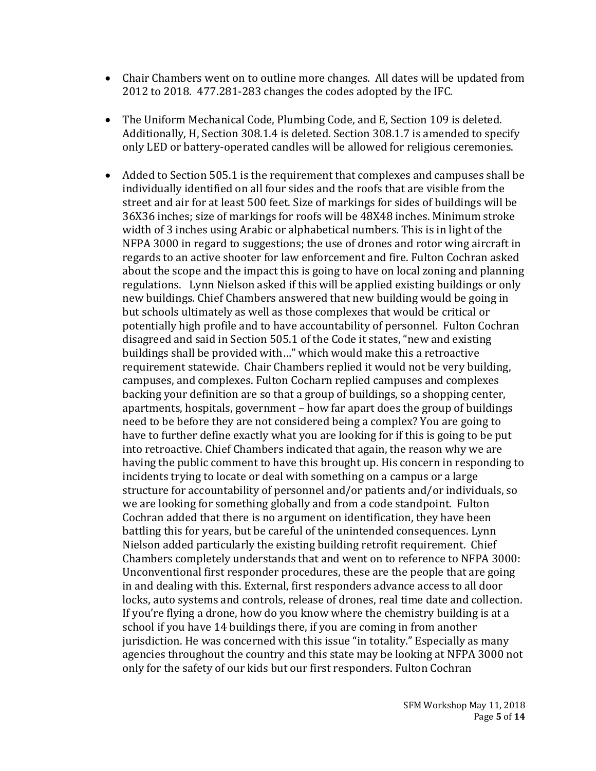- Chair Chambers went on to outline more changes. All dates will be updated from 2012 to 2018. 477.281-283 changes the codes adopted by the IFC.

- The Uniform Mechanical Code, Plumbing Code, and E, Section 109 is deleted. Additionally, H, Section 308.1.4 is deleted. Section 308.1.7 is amended to specify only LED or battery-operated candles will be allowed for religious ceremonies.

- Added to Section 505.1 is the requirement that complexes and campuses shall be individually identified on all four sides and the roofs that are visible from the street and air for at least 500 feet. Size of markings for sides of buildings will be 36X36 inches; size of markings for roofs will be 48X48 inches. Minimum stroke width of 3 inches using Arabic or alphabetical numbers. This is in light of the NFPA 3000 in regard to suggestions; the use of drones and rotor wing aircraft in regards to an active shooter for law enforcement and fire. Fulton Cochran asked about the scope and the impact this is going to have on local zoning and planning regulations. Lynn Nielson asked if this will be applied existing buildings or only new buildings. Chief Chambers answered that new building would be going in but schools ultimately as well as those complexes that would be critical or potentially high profile and to have accountability of personnel. Fulton Cochran disagreed and said in Section 505.1 of the Code it states, "new and existing buildings shall be provided with…" which would make this a retroactive requirement statewide. Chair Chambers replied it would not be very building, campuses, and complexes. Fulton Cocharn replied campuses and complexes backing your definition are so that a group of buildings, so a shopping center, apartments, hospitals, government – how far apart does the group of buildings need to be before they are not considered being a complex? You are going to have to further define exactly what you are looking for if this is going to be put into retroactive. Chief Chambers indicated that again, the reason why we are having the public comment to have this brought up. His concern in responding to incidents trying to locate or deal with something on a campus or a large structure for accountability of personnel and/or patients and/or individuals, so we are looking for something globally and from a code standpoint. Fulton Cochran added that there is no argument on identification, they have been battling this for years, but be careful of the unintended consequences. Lynn Nielson added particularly the existing building retrofit requirement. Chief Chambers completely understands that and went on to reference to NFPA 3000: Unconventional first responder procedures, these are the people that are going in and dealing with this. External, first responders advance access to all door locks, auto systems and controls, release of drones, real time date and collection. If you're flying a drone, how do you know where the chemistry building is at a school if you have 14 buildings there, if you are coming in from another jurisdiction. He was concerned with this issue "in totality." Especially as many agencies throughout the country and this state may be looking at NFPA 3000 not only for the safety of our kids but our first responders. Fulton Cochran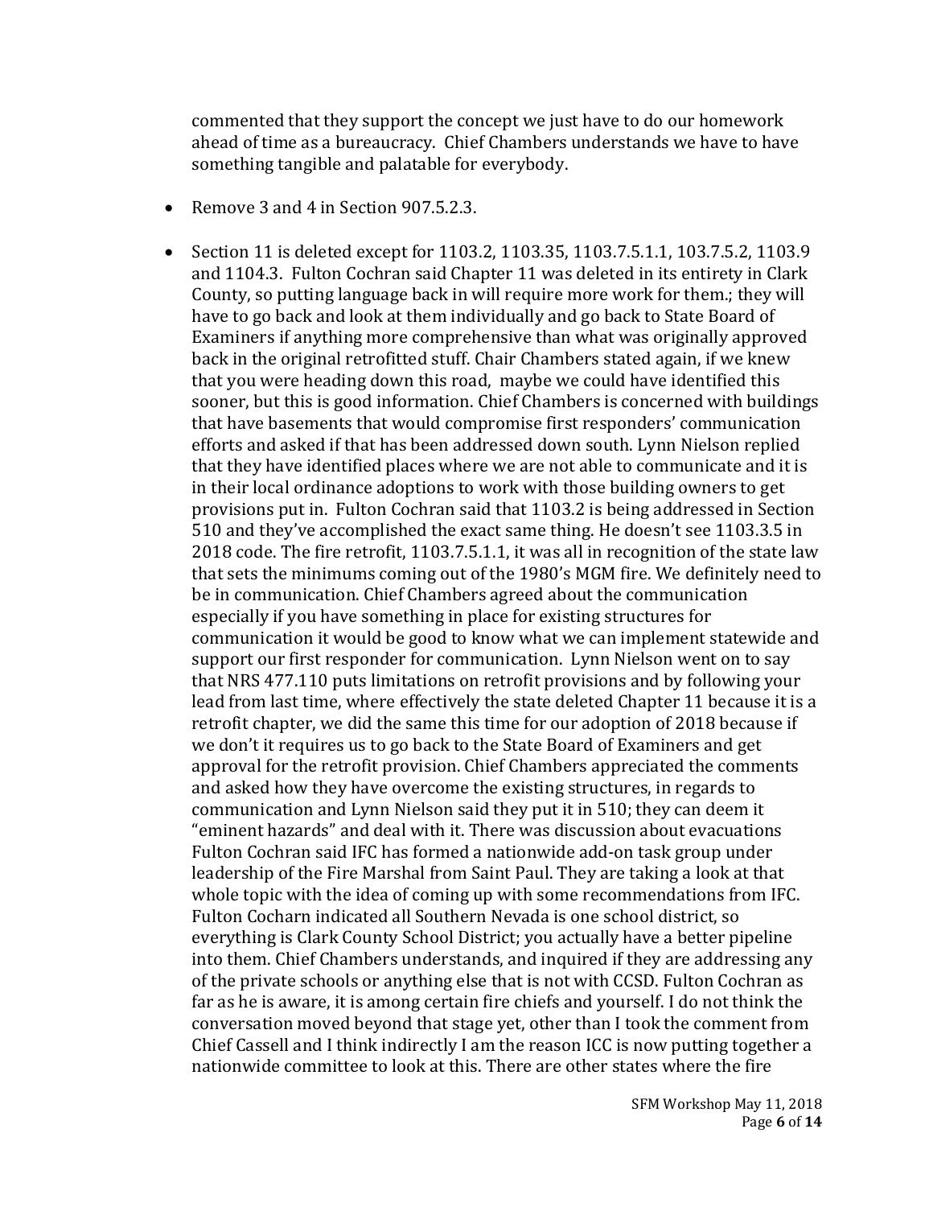commented that they support the concept we just have to do our homework ahead of time as a bureaucracy. Chief Chambers understands we have to have something tangible and palatable for everybody.

- Remove 3 and 4 in Section 907.5.2.3.

- Section 11 is deleted except for 1103.2, 1103.35, 1103.7.5.1.1, 103.7.5.2, 1103.9 and 1104.3. Fulton Cochran said Chapter 11 was deleted in its entirety in Clark County, so putting language back in will require more work for them.; they will have to go back and look at them individually and go back to State Board of Examiners if anything more comprehensive than what was originally approved back in the original retrofitted stuff. Chair Chambers stated again, if we knew that you were heading down this road, maybe we could have identified this sooner, but this is good information. Chief Chambers is concerned with buildings that have basements that would compromise first responders' communication efforts and asked if that has been addressed down south. Lynn Nielson replied that they have identified places where we are not able to communicate and it is in their local ordinance adoptions to work with those building owners to get provisions put in. Fulton Cochran said that 1103.2 is being addressed in Section 510 and they've accomplished the exact same thing. He doesn't see 1103.3.5 in 2018 code. The fire retrofit, 1103.7.5.1.1, it was all in recognition of the state law that sets the minimums coming out of the 1980's MGM fire. We definitely need to be in communication. Chief Chambers agreed about the communication especially if you have something in place for existing structures for communication it would be good to know what we can implement statewide and support our first responder for communication. Lynn Nielson went on to say that NRS 477.110 puts limitations on retrofit provisions and by following your lead from last time, where effectively the state deleted Chapter 11 because it is a retrofit chapter, we did the same this time for our adoption of 2018 because if we don't it requires us to go back to the State Board of Examiners and get approval for the retrofit provision. Chief Chambers appreciated the comments and asked how they have overcome the existing structures, in regards to communication and Lynn Nielson said they put it in 510; they can deem it "eminent hazards" and deal with it. There was discussion about evacuations Fulton Cochran said IFC has formed a nationwide add-on task group under leadership of the Fire Marshal from Saint Paul. They are taking a look at that whole topic with the idea of coming up with some recommendations from IFC. Fulton Cocharn indicated all Southern Nevada is one school district, so everything is Clark County School District; you actually have a better pipeline into them. Chief Chambers understands, and inquired if they are addressing any of the private schools or anything else that is not with CCSD. Fulton Cochran as far as he is aware, it is among certain fire chiefs and yourself. I do not think the conversation moved beyond that stage yet, other than I took the comment from Chief Cassell and I think indirectly I am the reason ICC is now putting together a nationwide committee to look at this. There are other states where the fire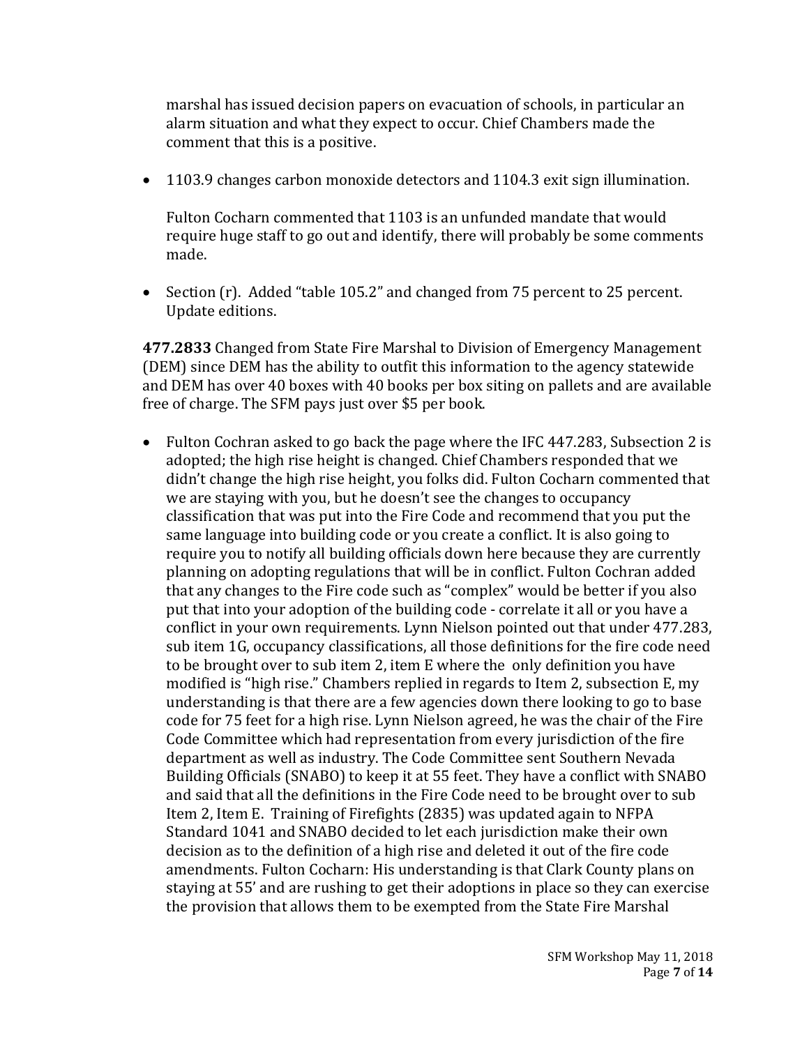marshal has issued decision papers on evacuation of schools, in particular an alarm situation and what they expect to occur. Chief Chambers made the comment that this is a positive.

- 1103.9 changes carbon monoxide detectors and 1104.3 exit sign illumination.

  Fulton Cocharn commented that 1103 is an unfunded mandate that would require huge staff to go out and identify, there will probably be some comments made.

- Section (r). Added "table 105.2" and changed from 75 percent to 25 percent. Update editions.

**477.2833** Changed from State Fire Marshal to Division of Emergency Management (DEM) since DEM has the ability to outfit this information to the agency statewide and DEM has over 40 boxes with 40 books per box siting on pallets and are available free of charge. The SFM pays just over $5 per book.

- Fulton Cochran asked to go back the page where the IFC 447.283, Subsection 2 is adopted; the high rise height is changed. Chief Chambers responded that we didn't change the high rise height, you folks did. Fulton Cocharn commented that we are staying with you, but he doesn't see the changes to occupancy classification that was put into the Fire Code and recommend that you put the same language into building code or you create a conflict. It is also going to require you to notify all building officials down here because they are currently planning on adopting regulations that will be in conflict. Fulton Cochran added that any changes to the Fire code such as "complex" would be better if you also put that into your adoption of the building code - correlate it all or you have a conflict in your own requirements. Lynn Nielson pointed out that under 477.283, sub item 1G, occupancy classifications, all those definitions for the fire code need to be brought over to sub item 2, item E where the only definition you have modified is "high rise." Chambers replied in regards to Item 2, subsection E, my understanding is that there are a few agencies down there looking to go to base code for 75 feet for a high rise. Lynn Nielson agreed, he was the chair of the Fire Code Committee which had representation from every jurisdiction of the fire department as well as industry. The Code Committee sent Southern Nevada Building Officials (SNABO) to keep it at 55 feet. They have a conflict with SNABO and said that all the definitions in the Fire Code need to be brought over to sub Item 2, Item E. Training of Firefights (2835) was updated again to NFPA Standard 1041 and SNABO decided to let each jurisdiction make their own decision as to the definition of a high rise and deleted it out of the fire code amendments. Fulton Cocharn: His understanding is that Clark County plans on staying at 55' and are rushing to get their adoptions in place so they can exercise the provision that allows them to be exempted from the State Fire Marshal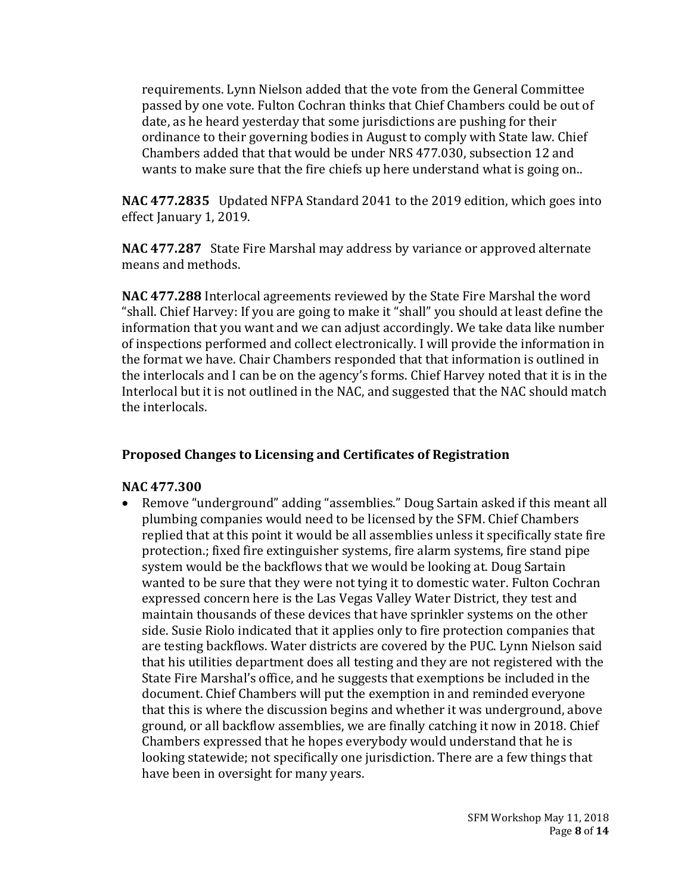requirements. Lynn Nielson added that the vote from the General Committee passed by one vote. Fulton Cochran thinks that Chief Chambers could be out of date, as he heard yesterday that some jurisdictions are pushing for their ordinance to their governing bodies in August to comply with State law. Chief Chambers added that that would be under NRS 477.030, subsection 12 and wants to make sure that the fire chiefs up here understand what is going on..

**NAC 477.2835** Updated NFPA Standard 2041 to the 2019 edition, which goes into effect January 1, 2019.

**NAC 477.287** State Fire Marshal may address by variance or approved alternate means and methods.

**NAC 477.288** Interlocal agreements reviewed by the State Fire Marshal the word "shall. Chief Harvey: If you are going to make it "shall" you should at least define the information that you want and we can adjust accordingly. We take data like number of inspections performed and collect electronically. I will provide the information in the format we have. Chair Chambers responded that that information is outlined in the interlocals and I can be on the agency's forms. Chief Harvey noted that it is in the Interlocal but it is not outlined in the NAC, and suggested that the NAC should match the interlocals.

## Proposed Changes to Licensing and Certificates of Registration

**NAC 477.300**

- Remove "underground" adding "assemblies." Doug Sartain asked if this meant all plumbing companies would need to be licensed by the SFM. Chief Chambers replied that at this point it would be all assemblies unless it specifically state fire protection.; fixed fire extinguisher systems, fire alarm systems, fire stand pipe system would be the backflows that we would be looking at. Doug Sartain wanted to be sure that they were not tying it to domestic water. Fulton Cochran expressed concern here is the Las Vegas Valley Water District, they test and maintain thousands of these devices that have sprinkler systems on the other side. Susie Riolo indicated that it applies only to fire protection companies that are testing backflows. Water districts are covered by the PUC. Lynn Nielson said that his utilities department does all testing and they are not registered with the State Fire Marshal's office, and he suggests that exemptions be included in the document. Chief Chambers will put the exemption in and reminded everyone that this is where the discussion begins and whether it was underground, above ground, or all backflow assemblies, we are finally catching it now in 2018. Chief Chambers expressed that he hopes everybody would understand that he is looking statewide; not specifically one jurisdiction. There are a few things that have been in oversight for many years.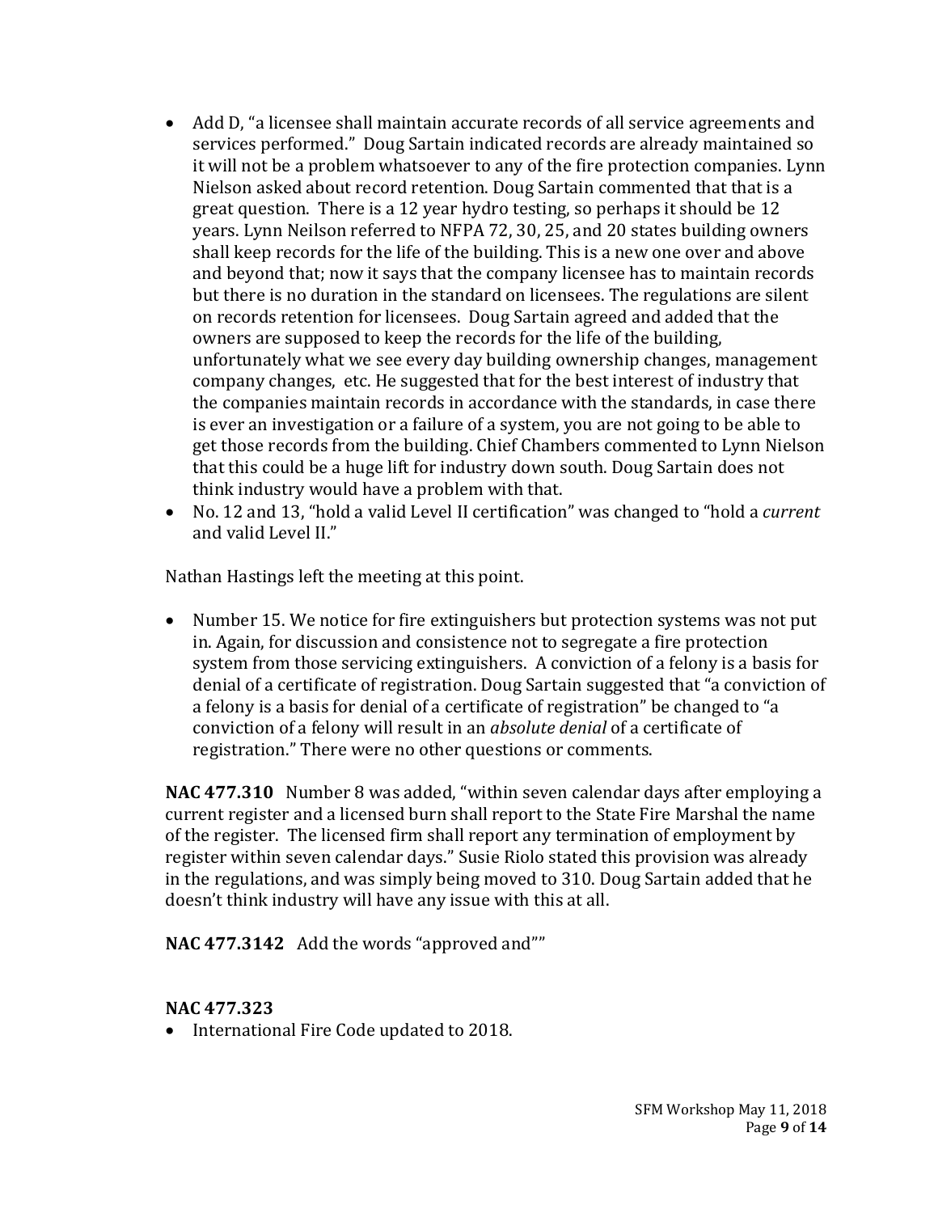- Add D, "a licensee shall maintain accurate records of all service agreements and services performed." Doug Sartain indicated records are already maintained so it will not be a problem whatsoever to any of the fire protection companies. Lynn Nielson asked about record retention. Doug Sartain commented that that is a great question. There is a 12 year hydro testing, so perhaps it should be 12 years. Lynn Neilson referred to NFPA 72, 30, 25, and 20 states building owners shall keep records for the life of the building. This is a new one over and above and beyond that; now it says that the company licensee has to maintain records but there is no duration in the standard on licensees. The regulations are silent on records retention for licensees. Doug Sartain agreed and added that the owners are supposed to keep the records for the life of the building, unfortunately what we see every day building ownership changes, management company changes, etc. He suggested that for the best interest of industry that the companies maintain records in accordance with the standards, in case there is ever an investigation or a failure of a system, you are not going to be able to get those records from the building. Chief Chambers commented to Lynn Nielson that this could be a huge lift for industry down south. Doug Sartain does not think industry would have a problem with that.
- No. 12 and 13, "hold a valid Level II certification" was changed to "hold a *current* and valid Level II."

Nathan Hastings left the meeting at this point.

- Number 15. We notice for fire extinguishers but protection systems was not put in. Again, for discussion and consistence not to segregate a fire protection system from those servicing extinguishers. A conviction of a felony is a basis for denial of a certificate of registration. Doug Sartain suggested that "a conviction of a felony is a basis for denial of a certificate of registration" be changed to "a conviction of a felony will result in an *absolute denial* of a certificate of registration." There were no other questions or comments.

**NAC 477.310** Number 8 was added, "within seven calendar days after employing a current register and a licensed burn shall report to the State Fire Marshal the name of the register. The licensed firm shall report any termination of employment by register within seven calendar days." Susie Riolo stated this provision was already in the regulations, and was simply being moved to 310. Doug Sartain added that he doesn't think industry will have any issue with this at all.

**NAC 477.3142** Add the words "approved and""

**NAC 477.323**

- International Fire Code updated to 2018.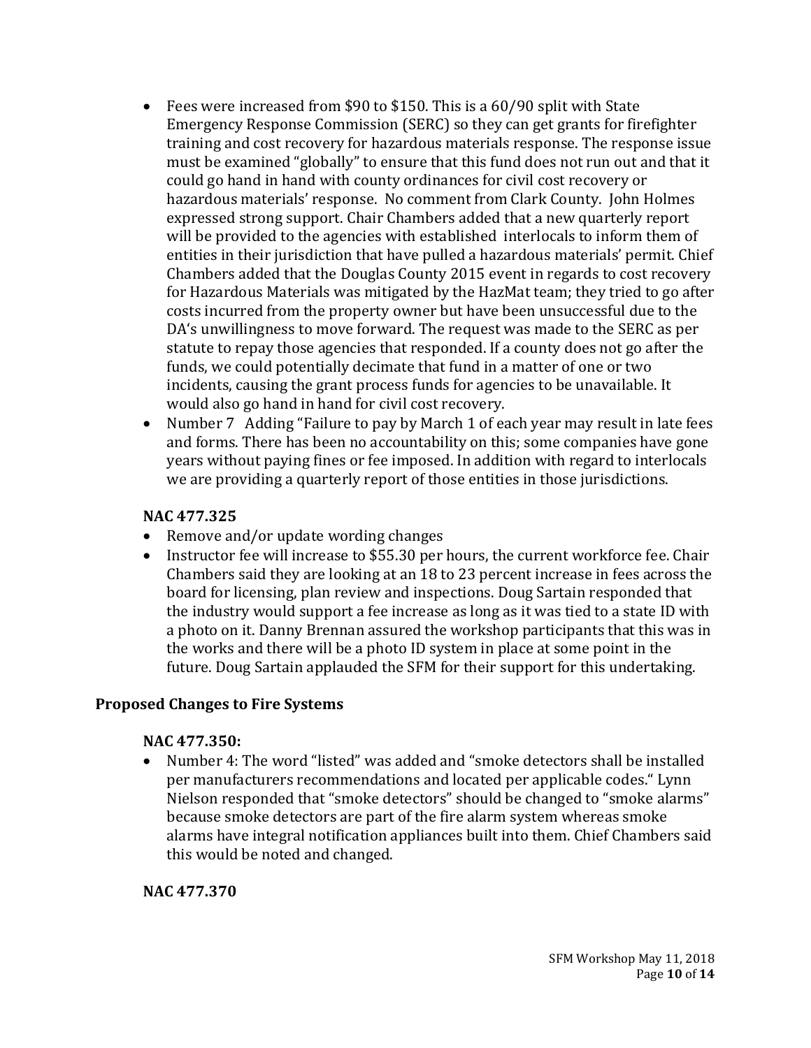- Fees were increased from $90 to $150. This is a 60/90 split with State Emergency Response Commission (SERC) so they can get grants for firefighter training and cost recovery for hazardous materials response. The response issue must be examined "globally" to ensure that this fund does not run out and that it could go hand in hand with county ordinances for civil cost recovery or hazardous materials' response. No comment from Clark County. John Holmes expressed strong support. Chair Chambers added that a new quarterly report will be provided to the agencies with established interlocals to inform them of entities in their jurisdiction that have pulled a hazardous materials' permit. Chief Chambers added that the Douglas County 2015 event in regards to cost recovery for Hazardous Materials was mitigated by the HazMat team; they tried to go after costs incurred from the property owner but have been unsuccessful due to the DA's unwillingness to move forward. The request was made to the SERC as per statute to repay those agencies that responded. If a county does not go after the funds, we could potentially decimate that fund in a matter of one or two incidents, causing the grant process funds for agencies to be unavailable. It would also go hand in hand for civil cost recovery.
- Number 7 Adding "Failure to pay by March 1 of each year may result in late fees and forms. There has been no accountability on this; some companies have gone years without paying fines or fee imposed. In addition with regard to interlocals we are providing a quarterly report of those entities in those jurisdictions.

### NAC 477.325

- Remove and/or update wording changes
- Instructor fee will increase to $55.30 per hours, the current workforce fee. Chair Chambers said they are looking at an 18 to 23 percent increase in fees across the board for licensing, plan review and inspections. Doug Sartain responded that the industry would support a fee increase as long as it was tied to a state ID with a photo on it. Danny Brennan assured the workshop participants that this was in the works and there will be a photo ID system in place at some point in the future. Doug Sartain applauded the SFM for their support for this undertaking.

## Proposed Changes to Fire Systems

### NAC 477.350:

- Number 4: The word "listed" was added and "smoke detectors shall be installed per manufacturers recommendations and located per applicable codes." Lynn Nielson responded that "smoke detectors" should be changed to "smoke alarms" because smoke detectors are part of the fire alarm system whereas smoke alarms have integral notification appliances built into them. Chief Chambers said this would be noted and changed.

### NAC 477.370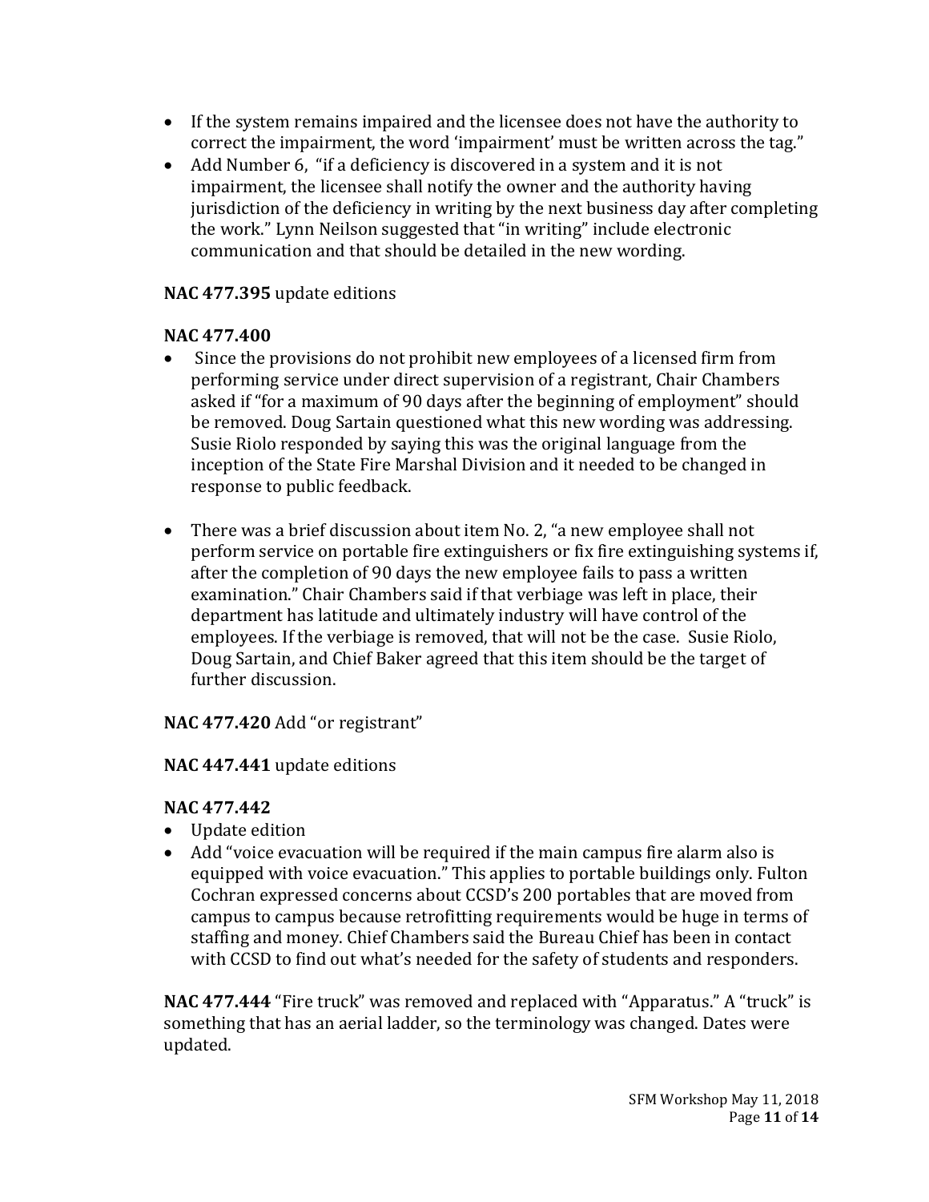- If the system remains impaired and the licensee does not have the authority to correct the impairment, the word 'impairment' must be written across the tag."
- Add Number 6, "if a deficiency is discovered in a system and it is not impairment, the licensee shall notify the owner and the authority having jurisdiction of the deficiency in writing by the next business day after completing the work." Lynn Neilson suggested that "in writing" include electronic communication and that should be detailed in the new wording.

**NAC 477.395** update editions

**NAC 477.400**

- Since the provisions do not prohibit new employees of a licensed firm from performing service under direct supervision of a registrant, Chair Chambers asked if "for a maximum of 90 days after the beginning of employment" should be removed. Doug Sartain questioned what this new wording was addressing. Susie Riolo responded by saying this was the original language from the inception of the State Fire Marshal Division and it needed to be changed in response to public feedback.

- There was a brief discussion about item No. 2, "a new employee shall not perform service on portable fire extinguishers or fix fire extinguishing systems if, after the completion of 90 days the new employee fails to pass a written examination." Chair Chambers said if that verbiage was left in place, their department has latitude and ultimately industry will have control of the employees. If the verbiage is removed, that will not be the case. Susie Riolo, Doug Sartain, and Chief Baker agreed that this item should be the target of further discussion.

**NAC 477.420** Add "or registrant"

**NAC 447.441** update editions

**NAC 477.442**

- Update edition
- Add "voice evacuation will be required if the main campus fire alarm also is equipped with voice evacuation." This applies to portable buildings only. Fulton Cochran expressed concerns about CCSD's 200 portables that are moved from campus to campus because retrofitting requirements would be huge in terms of staffing and money. Chief Chambers said the Bureau Chief has been in contact with CCSD to find out what's needed for the safety of students and responders.

**NAC 477.444** "Fire truck" was removed and replaced with "Apparatus." A "truck" is something that has an aerial ladder, so the terminology was changed. Dates were updated.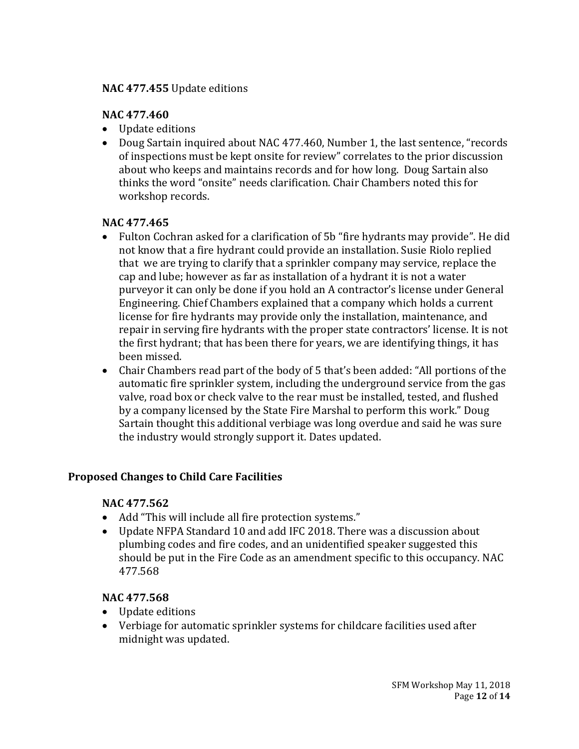**NAC 477.455** Update editions

**NAC 477.460**

- Update editions
- Doug Sartain inquired about NAC 477.460, Number 1, the last sentence, "records of inspections must be kept onsite for review" correlates to the prior discussion about who keeps and maintains records and for how long. Doug Sartain also thinks the word "onsite" needs clarification. Chair Chambers noted this for workshop records.

**NAC 477.465**

- Fulton Cochran asked for a clarification of 5b "fire hydrants may provide". He did not know that a fire hydrant could provide an installation. Susie Riolo replied that we are trying to clarify that a sprinkler company may service, replace the cap and lube; however as far as installation of a hydrant it is not a water purveyor it can only be done if you hold an A contractor's license under General Engineering. Chief Chambers explained that a company which holds a current license for fire hydrants may provide only the installation, maintenance, and repair in serving fire hydrants with the proper state contractors' license. It is not the first hydrant; that has been there for years, we are identifying things, it has been missed.
- Chair Chambers read part of the body of 5 that's been added: "All portions of the automatic fire sprinkler system, including the underground service from the gas valve, road box or check valve to the rear must be installed, tested, and flushed by a company licensed by the State Fire Marshal to perform this work." Doug Sartain thought this additional verbiage was long overdue and said he was sure the industry would strongly support it. Dates updated.

## Proposed Changes to Child Care Facilities

**NAC 477.562**

- Add "This will include all fire protection systems."
- Update NFPA Standard 10 and add IFC 2018. There was a discussion about plumbing codes and fire codes, and an unidentified speaker suggested this should be put in the Fire Code as an amendment specific to this occupancy. NAC 477.568

**NAC 477.568**

- Update editions
- Verbiage for automatic sprinkler systems for childcare facilities used after midnight was updated.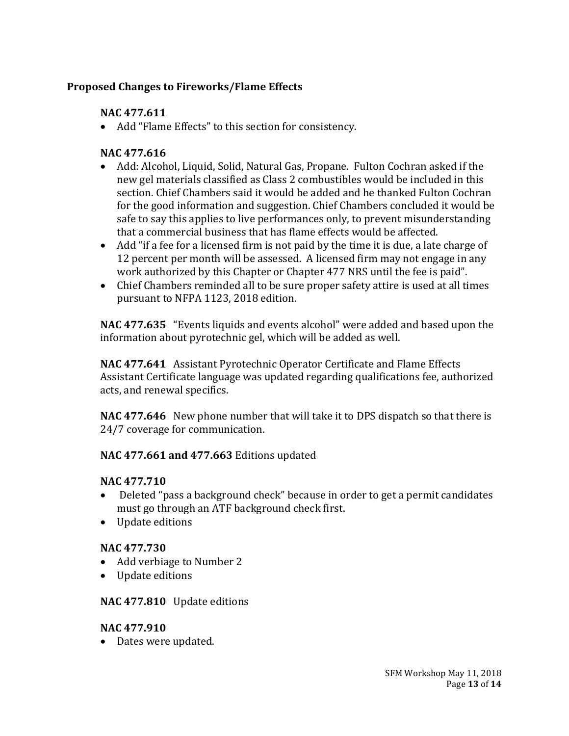## Proposed Changes to Fireworks/Flame Effects

### NAC 477.611

- Add "Flame Effects" to this section for consistency.

### NAC 477.616

- Add: Alcohol, Liquid, Solid, Natural Gas, Propane. Fulton Cochran asked if the new gel materials classified as Class 2 combustibles would be included in this section. Chief Chambers said it would be added and he thanked Fulton Cochran for the good information and suggestion. Chief Chambers concluded it would be safe to say this applies to live performances only, to prevent misunderstanding that a commercial business that has flame effects would be affected.
- Add "if a fee for a licensed firm is not paid by the time it is due, a late charge of 12 percent per month will be assessed. A licensed firm may not engage in any work authorized by this Chapter or Chapter 477 NRS until the fee is paid".
- Chief Chambers reminded all to be sure proper safety attire is used at all times pursuant to NFPA 1123, 2018 edition.

**NAC 477.635** "Events liquids and events alcohol" were added and based upon the information about pyrotechnic gel, which will be added as well.

**NAC 477.641** Assistant Pyrotechnic Operator Certificate and Flame Effects Assistant Certificate language was updated regarding qualifications fee, authorized acts, and renewal specifics.

**NAC 477.646** New phone number that will take it to DPS dispatch so that there is 24/7 coverage for communication.

**NAC 477.661 and 477.663** Editions updated

### NAC 477.710

- Deleted "pass a background check" because in order to get a permit candidates must go through an ATF background check first.
- Update editions

### NAC 477.730

- Add verbiage to Number 2
- Update editions

**NAC 477.810** Update editions

### NAC 477.910

- Dates were updated.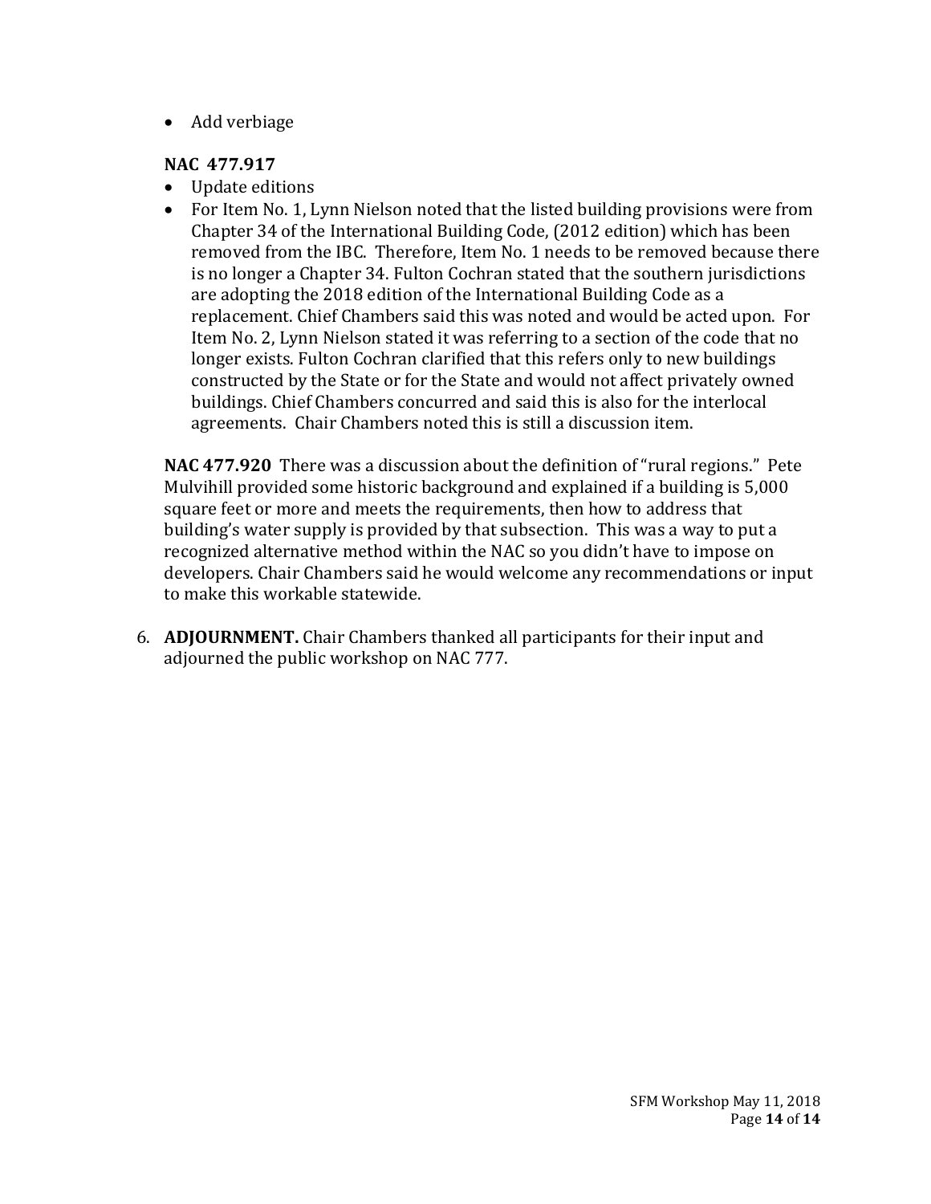- Add verbiage

**NAC 477.917**

- Update editions
- For Item No. 1, Lynn Nielson noted that the listed building provisions were from Chapter 34 of the International Building Code, (2012 edition) which has been removed from the IBC. Therefore, Item No. 1 needs to be removed because there is no longer a Chapter 34. Fulton Cochran stated that the southern jurisdictions are adopting the 2018 edition of the International Building Code as a replacement. Chief Chambers said this was noted and would be acted upon. For Item No. 2, Lynn Nielson stated it was referring to a section of the code that no longer exists. Fulton Cochran clarified that this refers only to new buildings constructed by the State or for the State and would not affect privately owned buildings. Chief Chambers concurred and said this is also for the interlocal agreements. Chair Chambers noted this is still a discussion item.

**NAC 477.920** There was a discussion about the definition of "rural regions." Pete Mulvihill provided some historic background and explained if a building is 5,000 square feet or more and meets the requirements, then how to address that building's water supply is provided by that subsection. This was a way to put a recognized alternative method within the NAC so you didn't have to impose on developers. Chair Chambers said he would welcome any recommendations or input to make this workable statewide.

6. **ADJOURNMENT.** Chair Chambers thanked all participants for their input and adjourned the public workshop on NAC 777.